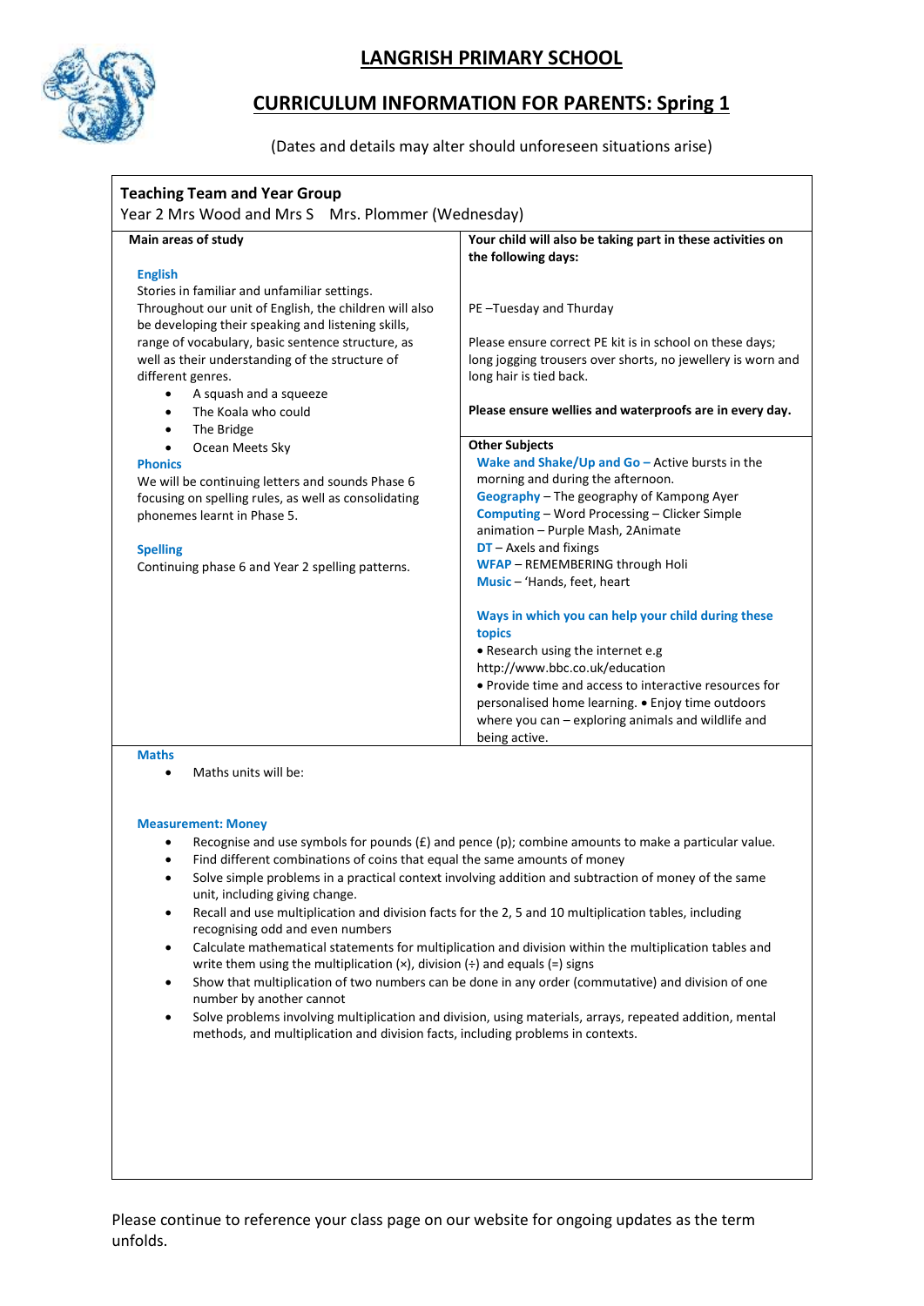# LANGRISH PRIMARY SCHOOL

## CURRICULUM INFORMATION FOR PARENTS: Spring 1

(Dates and details may alter should unforeseen situations arise)

### Teaching Team and Year Group

Year 2 Mrs Wood and Mrs S   Mrs. Plommer (Wednesday)

### Main areas of study

**English**

Stories in familiar and unfamiliar settings.
Throughout our unit of English, the children will also be developing their speaking and listening skills, range of vocabulary, basic sentence structure, as well as their understanding of the structure of different genres.

- A squash and a squeeze
- The Koala who could
- The Bridge
- Ocean Meets Sky

**Phonics**

We will be continuing letters and sounds Phase 6 focusing on spelling rules, as well as consolidating phonemes learnt in Phase 5.

**Spelling**

Continuing phase 6 and Year 2 spelling patterns.

### Your child will also be taking part in these activities on the following days:

PE –Tuesday and Thurday

Please ensure correct PE kit is in school on these days; long jogging trousers over shorts, no jewellery is worn and long hair is tied back.

**Please ensure wellies and waterproofs are in every day.**

### Other Subjects

**Wake and Shake/Up and Go** – Active bursts in the morning and during the afternoon.
**Geography** – The geography of Kampong Ayer
**Computing** – Word Processing – Clicker Simple animation – Purple Mash, 2Animate
**DT** – Axels and fixings
**WFAP** – REMEMBERING through Holi
**Music** – 'Hands, feet, heart

**Ways in which you can help your child during these topics**

- Research using the internet e.g http://www.bbc.co.uk/education
- Provide time and access to interactive resources for personalised home learning.
- Enjoy time outdoors where you can – exploring animals and wildlife and being active.

### Maths

- Maths units will be:

**Measurement: Money**

- Recognise and use symbols for pounds (£) and pence (p); combine amounts to make a particular value.
- Find different combinations of coins that equal the same amounts of money
- Solve simple problems in a practical context involving addition and subtraction of money of the same unit, including giving change.
- Recall and use multiplication and division facts for the 2, 5 and 10 multiplication tables, including recognising odd and even numbers
- Calculate mathematical statements for multiplication and division within the multiplication tables and write them using the multiplication (×), division (÷) and equals (=) signs
- Show that multiplication of two numbers can be done in any order (commutative) and division of one number by another cannot
- Solve problems involving multiplication and division, using materials, arrays, repeated addition, mental methods, and multiplication and division facts, including problems in contexts.

Please continue to reference your class page on our website for ongoing updates as the term unfolds.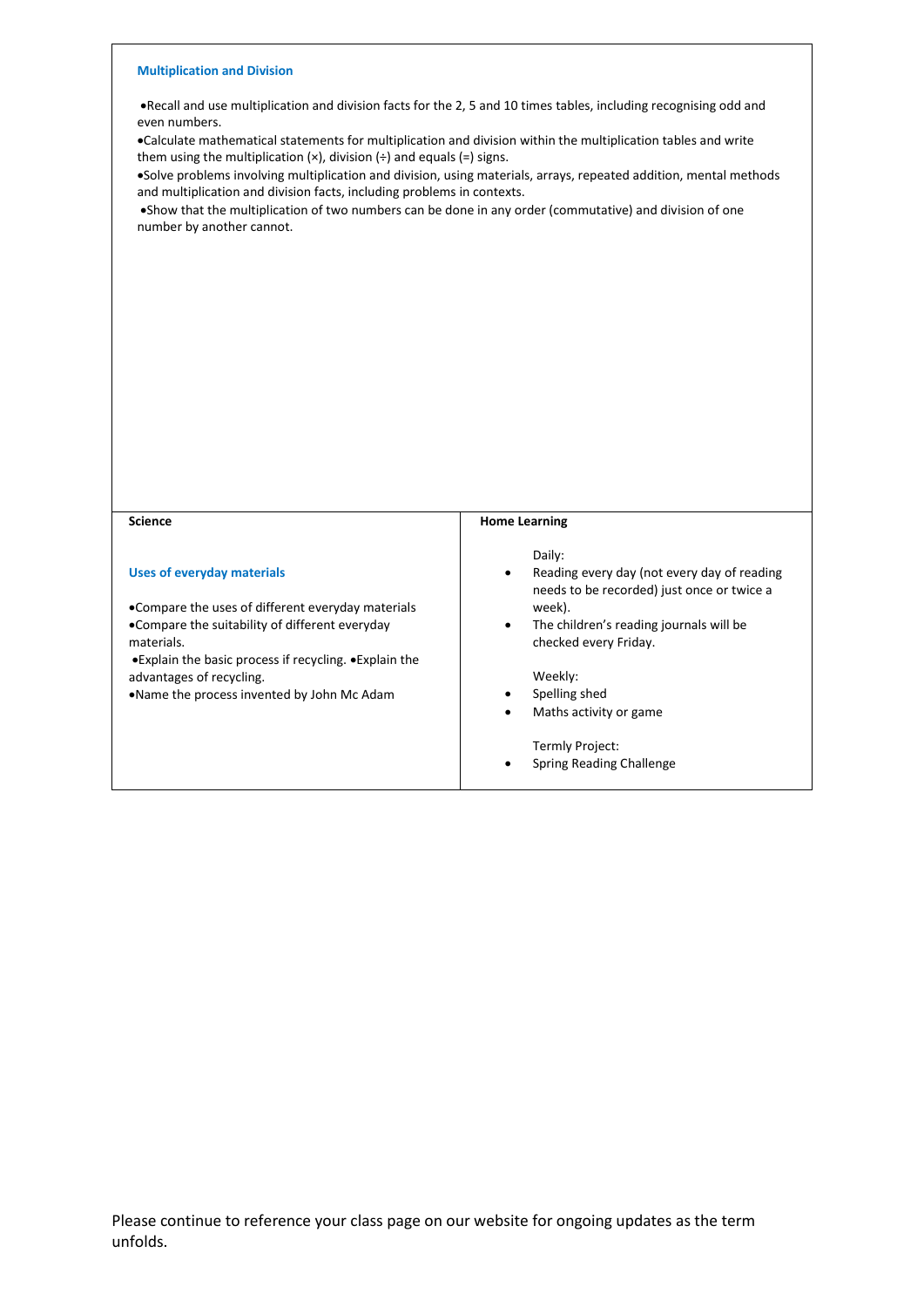### Multiplication and Division

- Recall and use multiplication and division facts for the 2, 5 and 10 times tables, including recognising odd and even numbers.
- Calculate mathematical statements for multiplication and division within the multiplication tables and write them using the multiplication (×), division (÷) and equals (=) signs.
- Solve problems involving multiplication and division, using materials, arrays, repeated addition, mental methods and multiplication and division facts, including problems in contexts.
- Show that the multiplication of two numbers can be done in any order (commutative) and division of one number by another cannot.

**Science**

### Uses of everyday materials

- Compare the uses of different everyday materials
- Compare the suitability of different everyday materials.
- Explain the basic process if recycling.
- Explain the advantages of recycling.
- Name the process invented by John Mc Adam

**Home Learning**

Daily:

- Reading every day (not every day of reading needs to be recorded) just once or twice a week).
- The children's reading journals will be checked every Friday.

Weekly:

- Spelling shed
- Maths activity or game

Termly Project:

- Spring Reading Challenge

Please continue to reference your class page on our website for ongoing updates as the term unfolds.